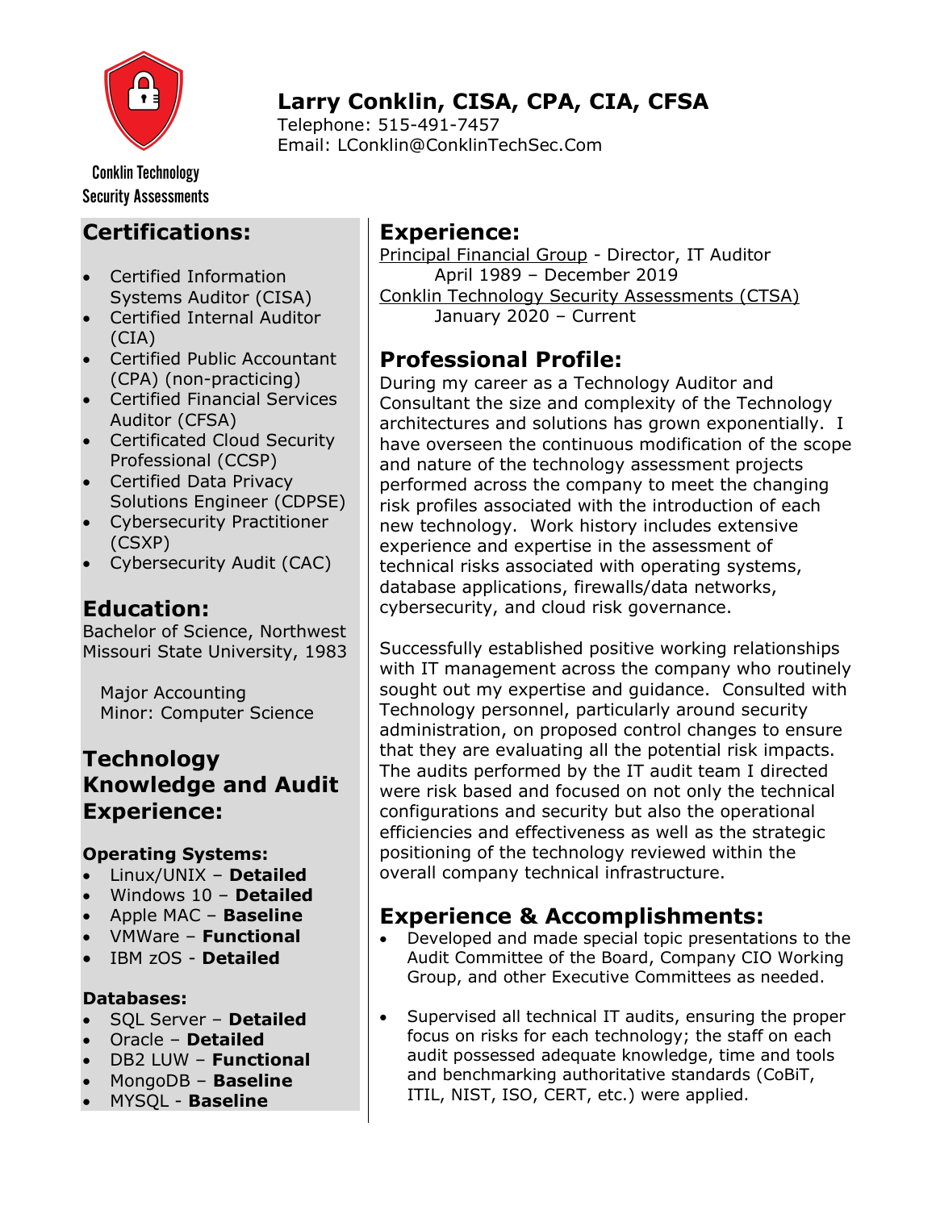Conklin Technology Security Assessments

# Larry Conklin, CISA, CPA, CIA, CFSA

Telephone: 515-491-7457
Email: LConklin@ConklinTechSec.Com

## Certifications:

- Certified Information Systems Auditor (CISA)
- Certified Internal Auditor (CIA)
- Certified Public Accountant (CPA) (non-practicing)
- Certified Financial Services Auditor (CFSA)
- Certificated Cloud Security Professional (CCSP)
- Certified Data Privacy Solutions Engineer (CDPSE)
- Cybersecurity Practitioner (CSXP)
- Cybersecurity Audit (CAC)

## Education:

Bachelor of Science, Northwest Missouri State University, 1983

Major Accounting
Minor: Computer Science

## Technology Knowledge and Audit Experience:

### Operating Systems:

- Linux/UNIX – **Detailed**
- Windows 10 – **Detailed**
- Apple MAC – **Baseline**
- VMWare – **Functional**
- IBM zOS - **Detailed**

### Databases:

- SQL Server – **Detailed**
- Oracle – **Detailed**
- DB2 LUW – **Functional**
- MongoDB – **Baseline**
- MYSQL - **Baseline**

## Experience:

Principal Financial Group - Director, IT Auditor
April 1989 – December 2019

Conklin Technology Security Assessments (CTSA)
January 2020 – Current

## Professional Profile:

During my career as a Technology Auditor and Consultant the size and complexity of the Technology architectures and solutions has grown exponentially. I have overseen the continuous modification of the scope and nature of the technology assessment projects performed across the company to meet the changing risk profiles associated with the introduction of each new technology. Work history includes extensive experience and expertise in the assessment of technical risks associated with operating systems, database applications, firewalls/data networks, cybersecurity, and cloud risk governance.

Successfully established positive working relationships with IT management across the company who routinely sought out my expertise and guidance. Consulted with Technology personnel, particularly around security administration, on proposed control changes to ensure that they are evaluating all the potential risk impacts. The audits performed by the IT audit team I directed were risk based and focused on not only the technical configurations and security but also the operational efficiencies and effectiveness as well as the strategic positioning of the technology reviewed within the overall company technical infrastructure.

## Experience & Accomplishments:

- Developed and made special topic presentations to the Audit Committee of the Board, Company CIO Working Group, and other Executive Committees as needed.
- Supervised all technical IT audits, ensuring the proper focus on risks for each technology; the staff on each audit possessed adequate knowledge, time and tools and benchmarking authoritative standards (CoBiT, ITIL, NIST, ISO, CERT, etc.) were applied.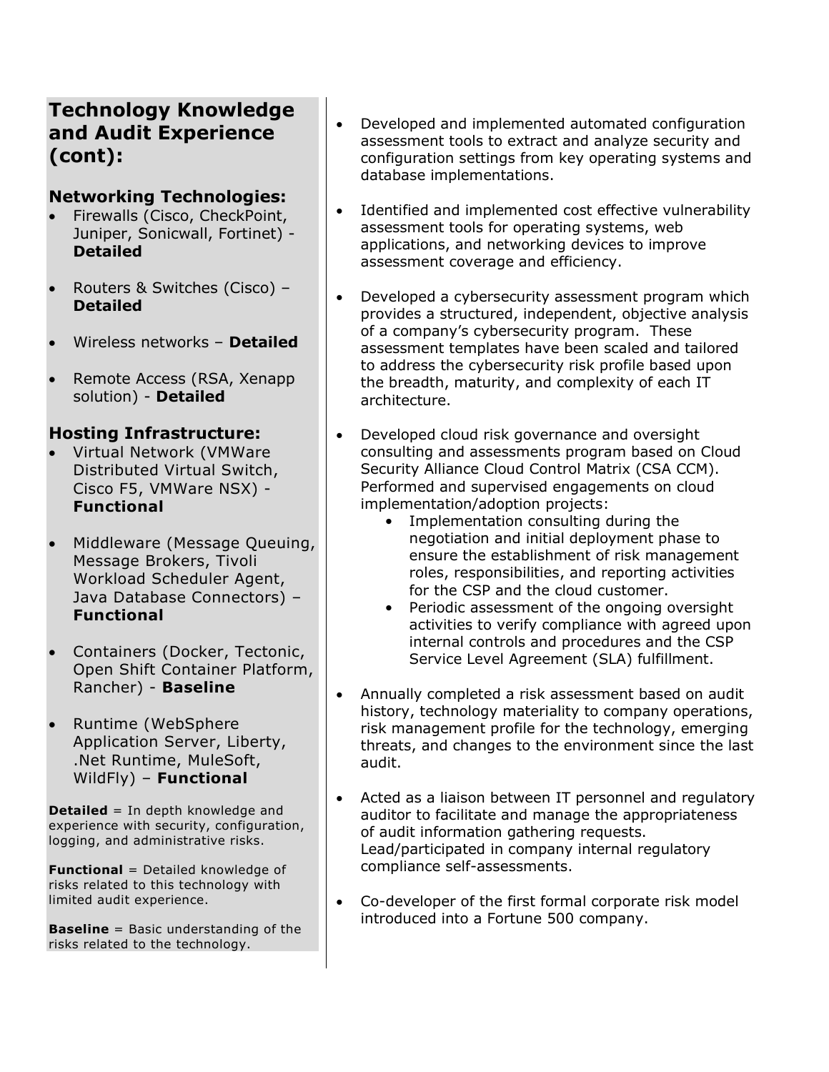## Technology Knowledge and Audit Experience (cont):

### Networking Technologies:

- Firewalls (Cisco, CheckPoint, Juniper, Sonicwall, Fortinet) - **Detailed**
- Routers & Switches (Cisco) – **Detailed**
- Wireless networks – **Detailed**
- Remote Access (RSA, Xenapp solution) - **Detailed**

### Hosting Infrastructure:

- Virtual Network (VMWare Distributed Virtual Switch, Cisco F5, VMWare NSX) - **Functional**
- Middleware (Message Queuing, Message Brokers, Tivoli Workload Scheduler Agent, Java Database Connectors) – **Functional**
- Containers (Docker, Tectonic, Open Shift Container Platform, Rancher) - **Baseline**
- Runtime (WebSphere Application Server, Liberty, .Net Runtime, MuleSoft, WildFly) – **Functional**

**Detailed** = In depth knowledge and experience with security, configuration, logging, and administrative risks.

**Functional** = Detailed knowledge of risks related to this technology with limited audit experience.

**Baseline** = Basic understanding of the risks related to the technology.

- Developed and implemented automated configuration assessment tools to extract and analyze security and configuration settings from key operating systems and database implementations.
- Identified and implemented cost effective vulnerability assessment tools for operating systems, web applications, and networking devices to improve assessment coverage and efficiency.
- Developed a cybersecurity assessment program which provides a structured, independent, objective analysis of a company's cybersecurity program. These assessment templates have been scaled and tailored to address the cybersecurity risk profile based upon the breadth, maturity, and complexity of each IT architecture.
- Developed cloud risk governance and oversight consulting and assessments program based on Cloud Security Alliance Cloud Control Matrix (CSA CCM). Performed and supervised engagements on cloud implementation/adoption projects:
  - Implementation consulting during the negotiation and initial deployment phase to ensure the establishment of risk management roles, responsibilities, and reporting activities for the CSP and the cloud customer.
  - Periodic assessment of the ongoing oversight activities to verify compliance with agreed upon internal controls and procedures and the CSP Service Level Agreement (SLA) fulfillment.
- Annually completed a risk assessment based on audit history, technology materiality to company operations, risk management profile for the technology, emerging threats, and changes to the environment since the last audit.
- Acted as a liaison between IT personnel and regulatory auditor to facilitate and manage the appropriateness of audit information gathering requests. Lead/participated in company internal regulatory compliance self-assessments.
- Co-developer of the first formal corporate risk model introduced into a Fortune 500 company.